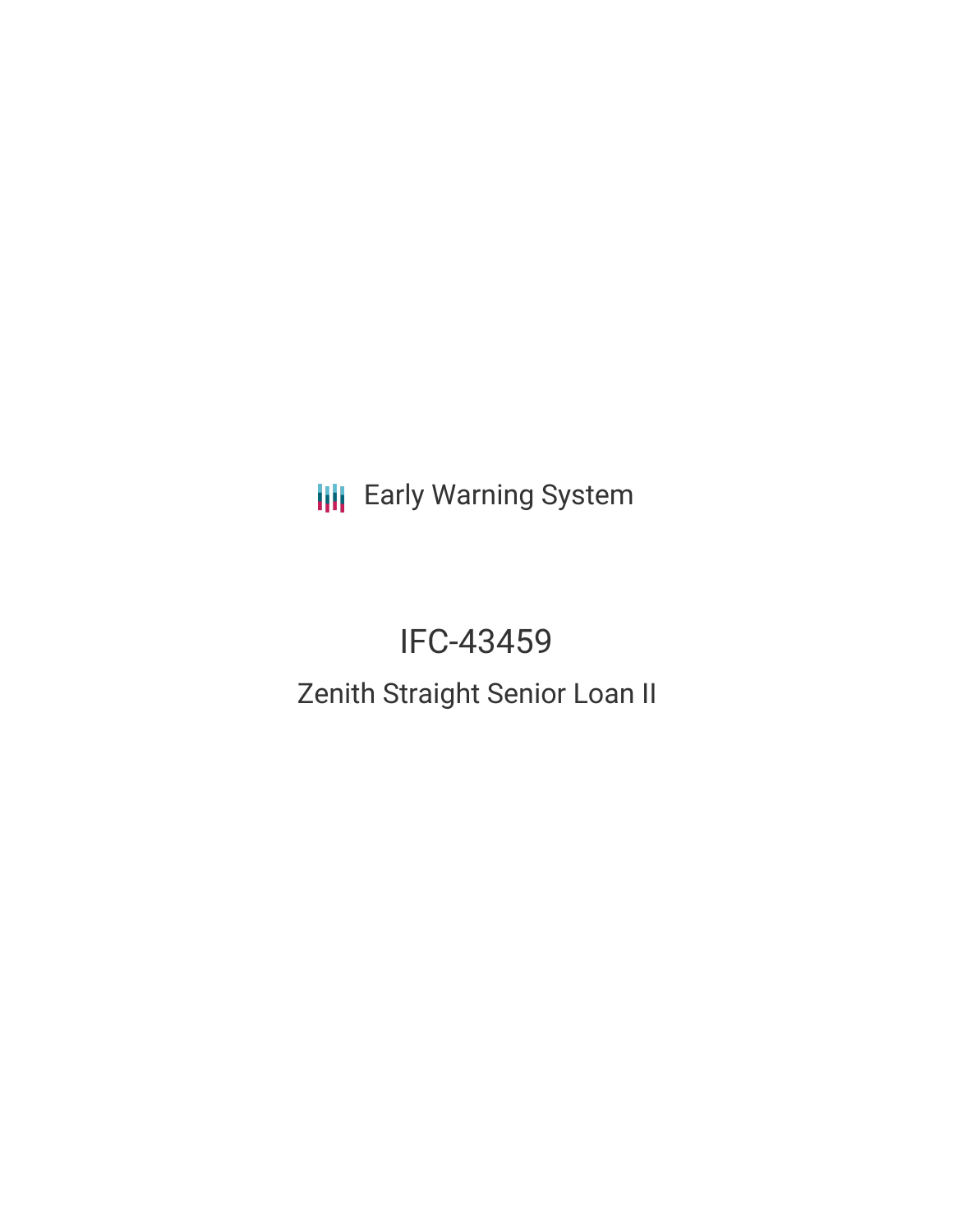Early Warning System

# IFC-43459

## Zenith Straight Senior Loan II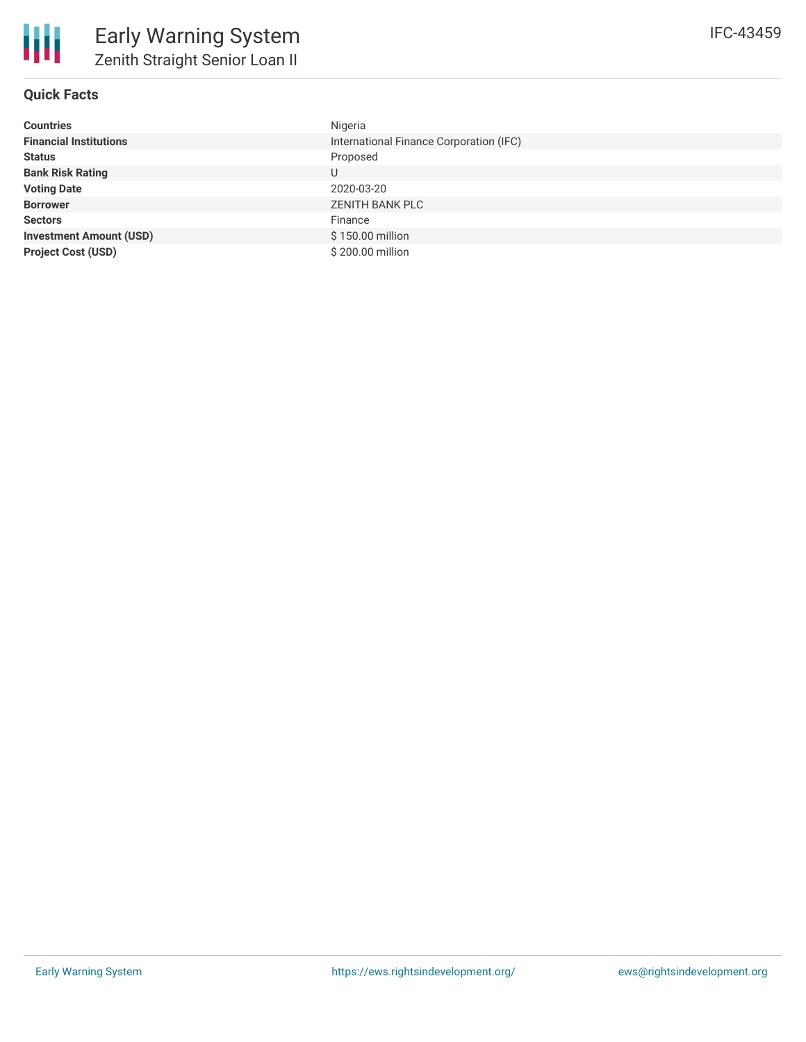# Early Warning System

## Zenith Straight Senior Loan II

IFC-43459

### Quick Facts

| | |
|---|---|
| **Countries** | Nigeria |
| **Financial Institutions** | International Finance Corporation (IFC) |
| **Status** | Proposed |
| **Bank Risk Rating** | U |
| **Voting Date** | 2020-03-20 |
| **Borrower** | ZENITH BANK PLC |
| **Sectors** | Finance |
| **Investment Amount (USD)** | $ 150.00 million |
| **Project Cost (USD)** | $ 200.00 million |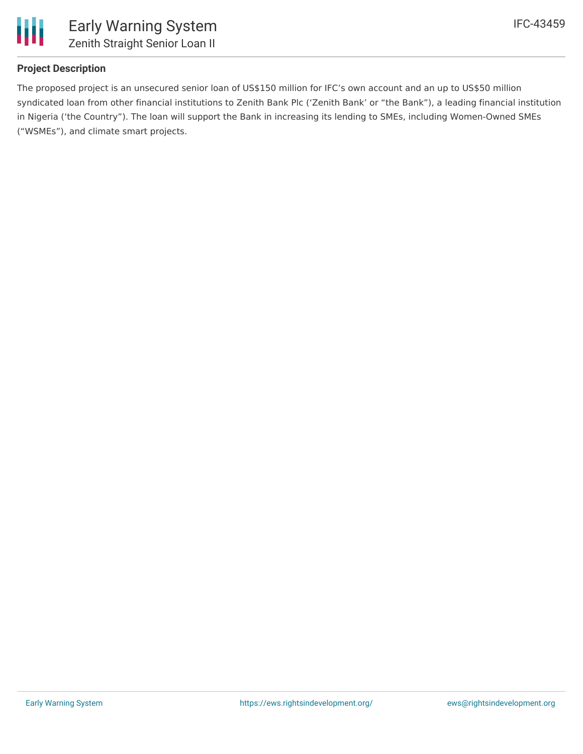## Project Description

The proposed project is an unsecured senior loan of US$150 million for IFC's own account and an up to US$50 million syndicated loan from other financial institutions to Zenith Bank Plc ('Zenith Bank' or "the Bank"), a leading financial institution in Nigeria ('the Country"). The loan will support the Bank in increasing its lending to SMEs, including Women-Owned SMEs ("WSMEs"), and climate smart projects.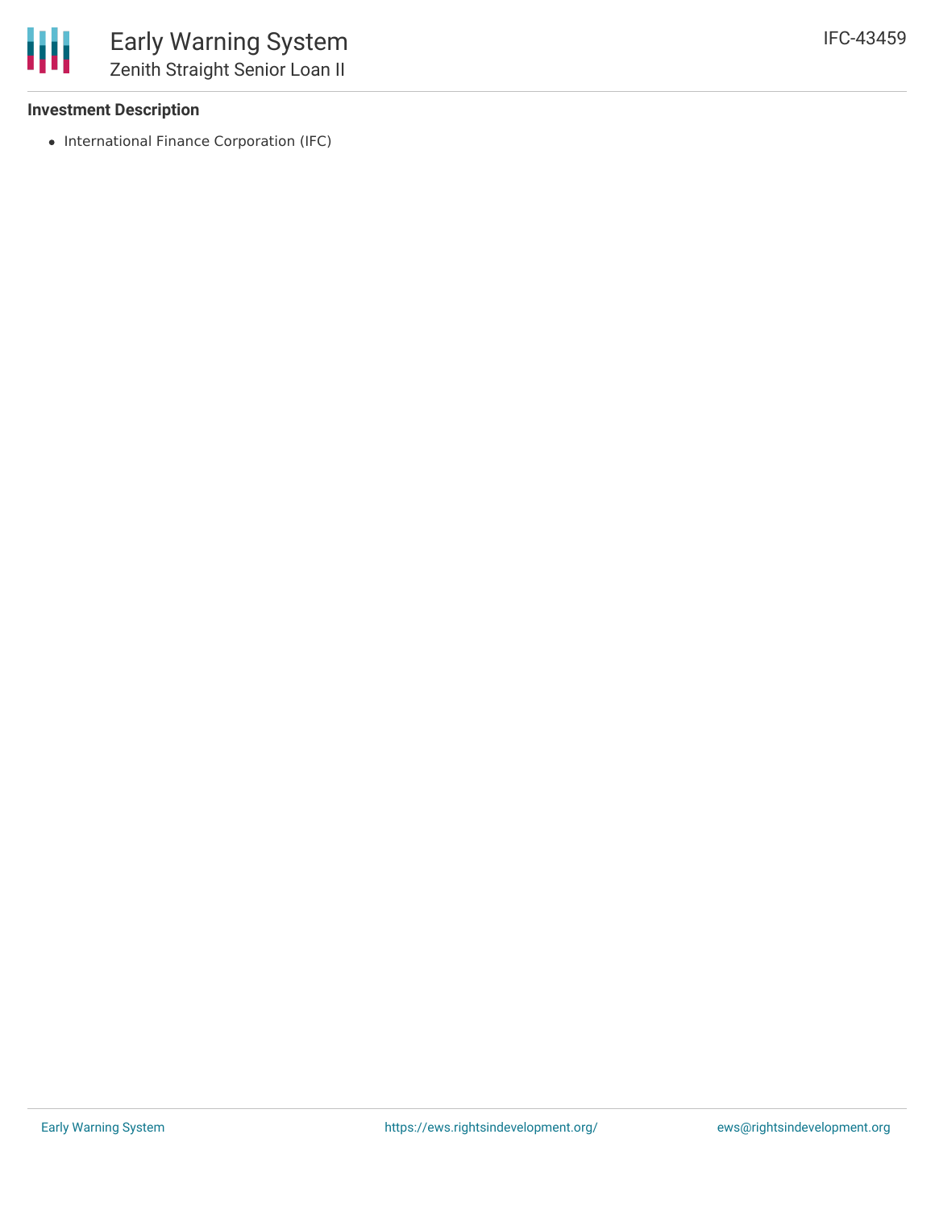### Investment Description

- International Finance Corporation (IFC)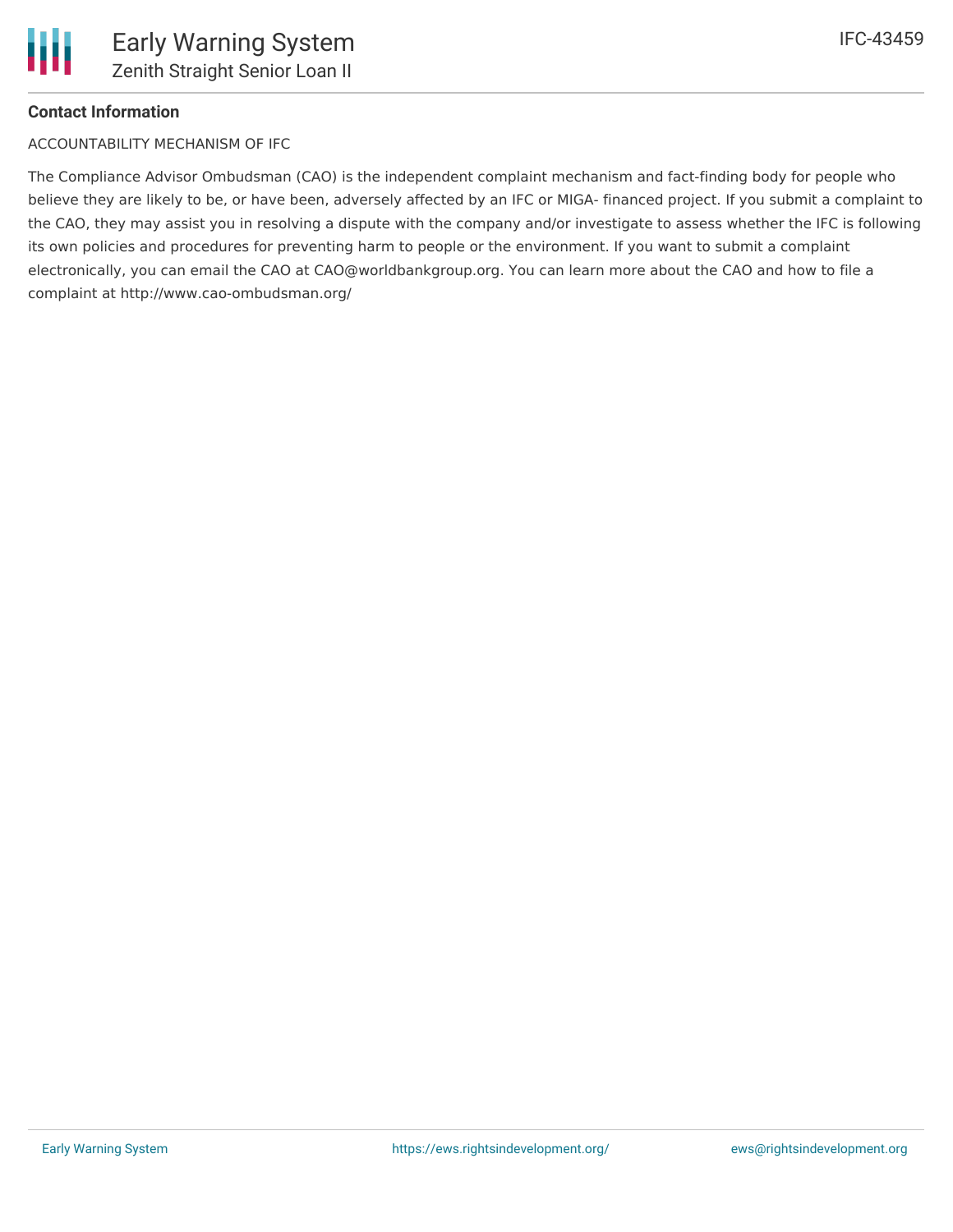**Contact Information**

ACCOUNTABILITY MECHANISM OF IFC

The Compliance Advisor Ombudsman (CAO) is the independent complaint mechanism and fact-finding body for people who believe they are likely to be, or have been, adversely affected by an IFC or MIGA- financed project. If you submit a complaint to the CAO, they may assist you in resolving a dispute with the company and/or investigate to assess whether the IFC is following its own policies and procedures for preventing harm to people or the environment. If you want to submit a complaint electronically, you can email the CAO at CAO@worldbankgroup.org. You can learn more about the CAO and how to file a complaint at http://www.cao-ombudsman.org/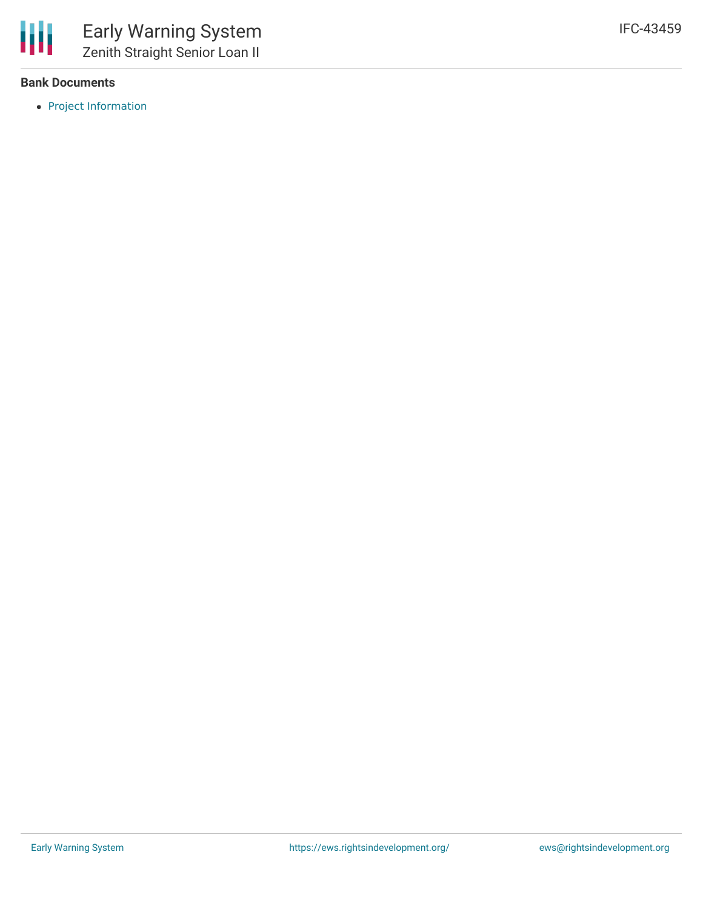**Bank Documents**

- Project Information